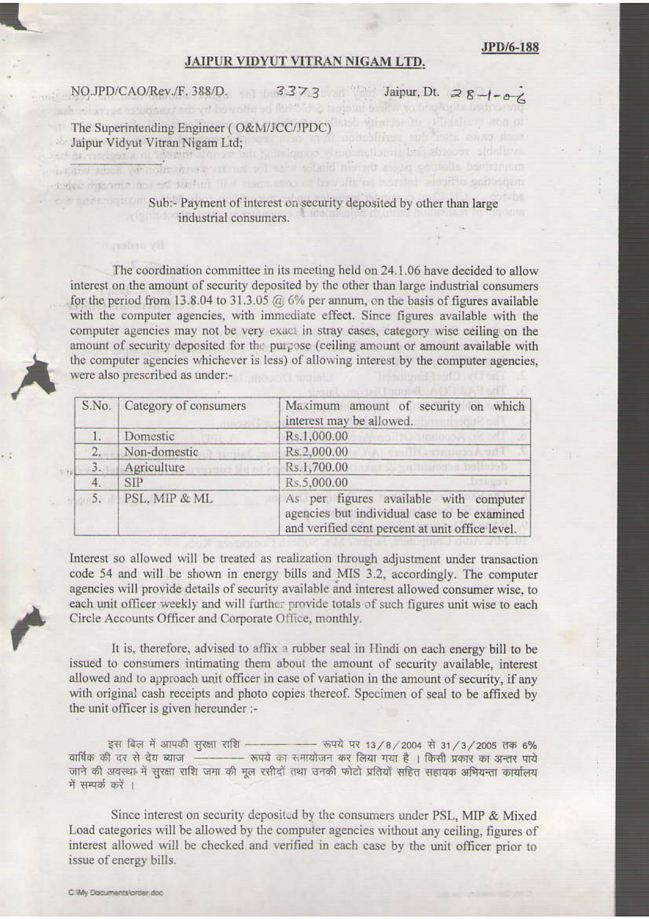JPD/6-188

# JAIPUR VIDYUT VITRAN NIGAM LTD.

NO.JPD/CAO/Rev./F. 388/D. 3373 Jaipur, Dt. 28-1-06

The Superintending Engineer ( O&M/JCC/JPDC)
Jaipur Vidyut Vitran Nigam Ltd;

Sub:- Payment of interest on security deposited by other than large industrial consumers.

The coordination committee in its meeting held on 24.1.06 have decided to allow interest on the amount of security deposited by the other than large industrial consumers for the period from 13.8.04 to 31.3.05 @ 6% per annum, on the basis of figures available with the computer agencies, with immediate effect. Since figures available with the computer agencies may not be very exact in stray cases, category wise ceiling on the amount of security deposited for the purpose (ceiling amount or amount available with the computer agencies whichever is less) of allowing interest by the computer agencies, were also prescribed as under:-

| S.No. | Category of consumers | Maximum amount of security on which interest may be allowed. |
|---|---|---|
| 1. | Domestic | Rs.1,000.00 |
| 2. | Non-domestic | Rs.2,000.00 |
| 3. | Agriculture | Rs.1,700.00 |
| 4. | SIP | Rs.5,000.00 |
| 5. | PSL, MIP & ML | As per figures available with computer agencies but individual case to be examined and verified cent percent at unit office level. |

Interest so allowed will be treated as realization through adjustment under transaction code 54 and will be shown in energy bills and MIS 3.2, accordingly. The computer agencies will provide details of security available and interest allowed consumer wise, to each unit officer weekly and will further provide totals of such figures unit wise to each Circle Accounts Officer and Corporate Office, monthly.

It is, therefore, advised to affix a rubber seal in Hindi on each energy bill to be issued to consumers intimating them about the amount of security available, interest allowed and to approach unit officer in case of variation in the amount of security, if any with original cash receipts and photo copies thereof. Specimen of seal to be affixed by the unit officer is given hereunder :-

इस बिल में आपकी सुरक्षा राशि ———— रूपये पर 13/8/2004 से 31/3/2005 तक 6% वार्षिक की दर से देय ब्याज ———— रूपये का समायोजन कर लिया गया है । किसी प्रकार का अन्तर पाये जाने की अवस्था में सुरक्षा राशि जमा की मूल रसीदों तथा उनकी फोटो प्रतियों सहित सहायक अभियन्ता कार्यालय में सम्पर्क करें ।

Since interest on security deposited by the consumers under PSL, MIP & Mixed Load categories will be allowed by the computer agencies without any ceiling, figures of interest allowed will be checked and verified in each case by the unit officer prior to issue of energy bills.

C:\My Documents\order.doc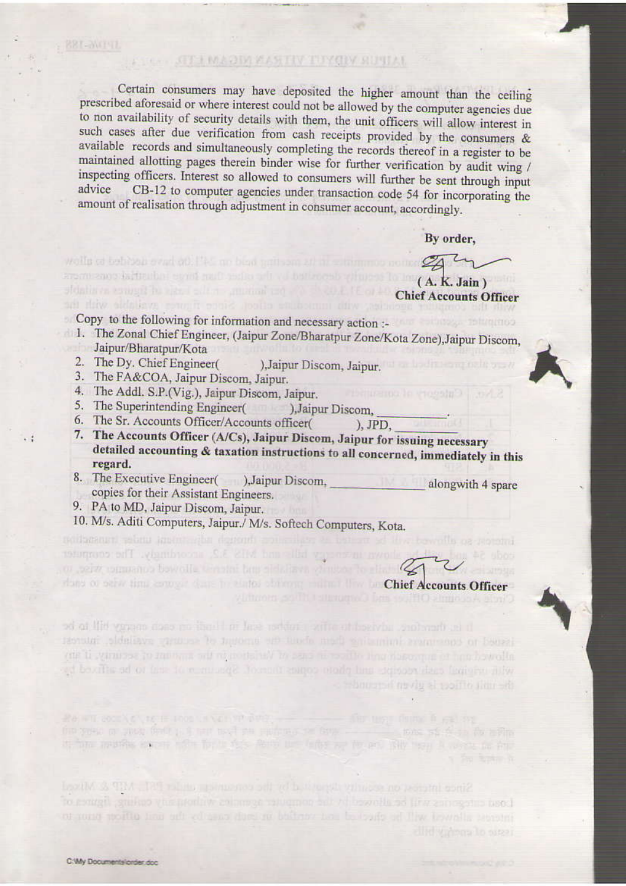Certain consumers may have deposited the higher amount than the ceiling prescribed aforesaid or where interest could not be allowed by the computer agencies due to non availability of security details with them, the unit officers will allow interest in such cases after due verification from cash receipts provided by the consumers & available records and simultaneously completing the records thereof in a register to be maintained allotting pages therein binder wise for further verification by audit wing / inspecting officers. Interest so allowed to consumers will further be sent through input advice CB-12 to computer agencies under transaction code 54 for incorporating the amount of realisation through adjustment in consumer account, accordingly.

**By order,**

**( A. K. Jain )**
**Chief Accounts Officer**

Copy to the following for information and necessary action :-

1. The Zonal Chief Engineer, (Jaipur Zone/Bharatpur Zone/Kota Zone), Jaipur Discom, Jaipur/Bharatpur/Kota
2. The Dy. Chief Engineer( ),Jaipur Discom, Jaipur.
3. The FA&COA, Jaipur Discom, Jaipur.
4. The Addl. S.P.(Vig.), Jaipur Discom, Jaipur.
5. The Superintending Engineer( ),Jaipur Discom, \_\_\_\_\_\_\_\_\_\_.
6. The Sr. Accounts Officer/Accounts officer( ), JPD, \_\_\_\_\_\_\_\_
7. **The Accounts Officer (A/Cs), Jaipur Discom, Jaipur for issuing necessary detailed accounting & taxation instructions to all concerned, immediately in this regard.**
8. The Executive Engineer( ),Jaipur Discom, \_\_\_\_\_\_\_\_\_\_\_\_\_\_ alongwith 4 spare copies for their Assistant Engineers.
9. PA to MD, Jaipur Discom, Jaipur.
10. M/s. Aditi Computers, Jaipur./ M/s. Softech Computers, Kota.

**Chief Accounts Officer**